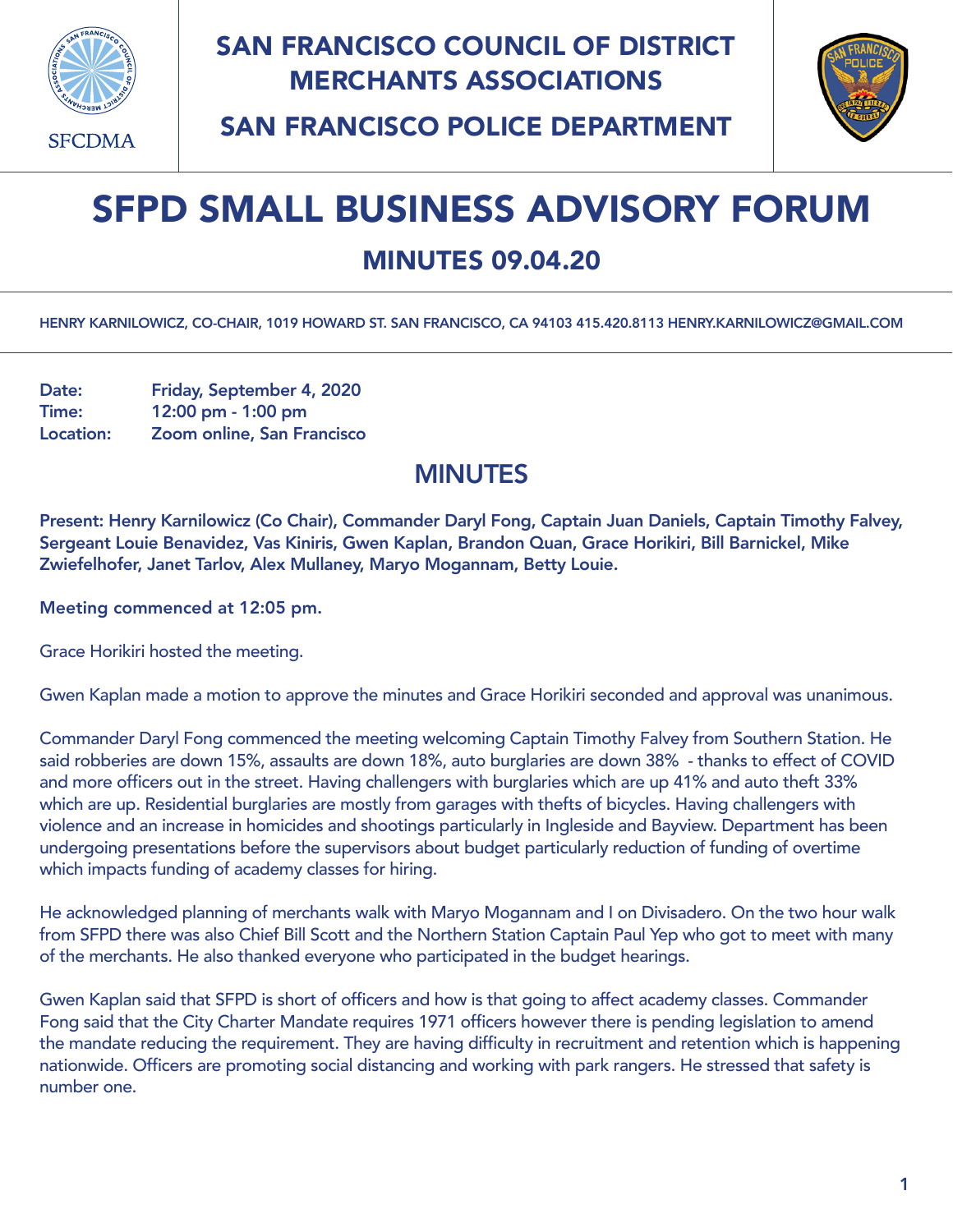# SAN FRANCISCO COUNCIL OF DISTRICT MERCHANTS ASSOCIATIONS

## SAN FRANCISCO POLICE DEPARTMENT

SFCDMA

# SFPD SMALL BUSINESS ADVISORY FORUM

## MINUTES 09.04.20

HENRY KARNILOWICZ, CO-CHAIR, 1019 HOWARD ST. SAN FRANCISCO, CA 94103 415.420.8113 HENRY.KARNILOWICZ@GMAIL.COM

**Date:** Friday, September 4, 2020
**Time:** 12:00 pm - 1:00 pm
**Location:** Zoom online, San Francisco

## MINUTES

**Present: Henry Karnilowicz (Co Chair), Commander Daryl Fong, Captain Juan Daniels, Captain Timothy Falvey, Sergeant Louie Benavidez, Vas Kiniris, Gwen Kaplan, Brandon Quan, Grace Horikiri, Bill Barnickel, Mike Zwiefelhofer, Janet Tarlov, Alex Mullaney, Maryo Mogannam, Betty Louie.**

**Meeting commenced at 12:05 pm.**

Grace Horikiri hosted the meeting.

Gwen Kaplan made a motion to approve the minutes and Grace Horikiri seconded and approval was unanimous.

Commander Daryl Fong commenced the meeting welcoming Captain Timothy Falvey from Southern Station. He said robberies are down 15%, assaults are down 18%, auto burglaries are down 38% - thanks to effect of COVID and more officers out in the street. Having challengers with burglaries which are up 41% and auto theft 33% which are up. Residential burglaries are mostly from garages with thefts of bicycles. Having challengers with violence and an increase in homicides and shootings particularly in Ingleside and Bayview. Department has been undergoing presentations before the supervisors about budget particularly reduction of funding of overtime which impacts funding of academy classes for hiring.

He acknowledged planning of merchants walk with Maryo Mogannam and I on Divisadero. On the two hour walk from SFPD there was also Chief Bill Scott and the Northern Station Captain Paul Yep who got to meet with many of the merchants. He also thanked everyone who participated in the budget hearings.

Gwen Kaplan said that SFPD is short of officers and how is that going to affect academy classes. Commander Fong said that the City Charter Mandate requires 1971 officers however there is pending legislation to amend the mandate reducing the requirement. They are having difficulty in recruitment and retention which is happening nationwide. Officers are promoting social distancing and working with park rangers. He stressed that safety is number one.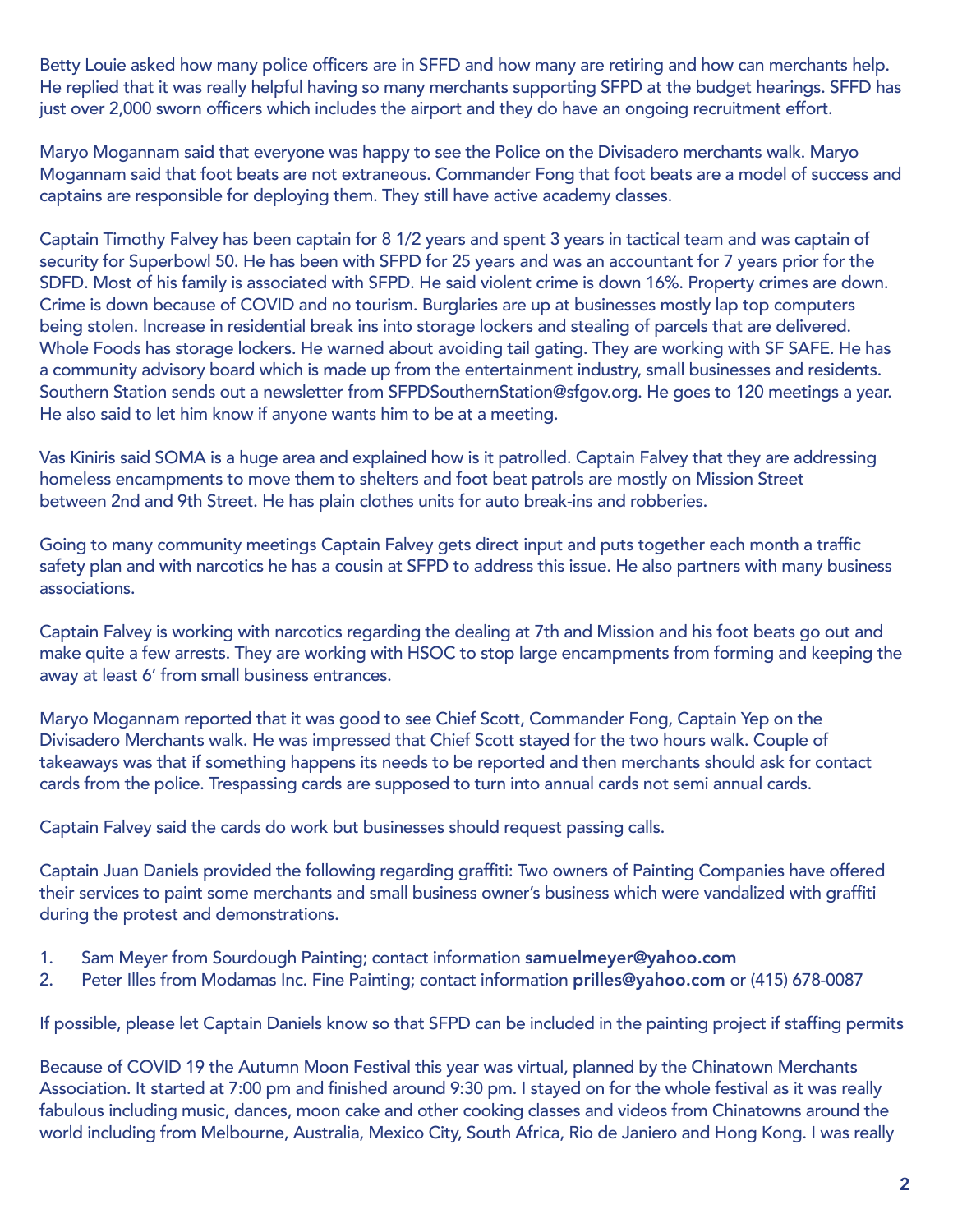Betty Louie asked how many police officers are in SFFD and how many are retiring and how can merchants help. He replied that it was really helpful having so many merchants supporting SFPD at the budget hearings. SFFD has just over 2,000 sworn officers which includes the airport and they do have an ongoing recruitment effort.

Maryo Mogannam said that everyone was happy to see the Police on the Divisadero merchants walk. Maryo Mogannam said that foot beats are not extraneous. Commander Fong that foot beats are a model of success and captains are responsible for deploying them. They still have active academy classes.

Captain Timothy Falvey has been captain for 8 1/2 years and spent 3 years in tactical team and was captain of security for Superbowl 50. He has been with SFPD for 25 years and was an accountant for 7 years prior for the SDFD. Most of his family is associated with SFPD. He said violent crime is down 16%. Property crimes are down. Crime is down because of COVID and no tourism. Burglaries are up at businesses mostly lap top computers being stolen. Increase in residential break ins into storage lockers and stealing of parcels that are delivered. Whole Foods has storage lockers. He warned about avoiding tail gating. They are working with SF SAFE. He has a community advisory board which is made up from the entertainment industry, small businesses and residents. Southern Station sends out a newsletter from SFPDSouthernStation@sfgov.org. He goes to 120 meetings a year. He also said to let him know if anyone wants him to be at a meeting.

Vas Kiniris said SOMA is a huge area and explained how is it patrolled. Captain Falvey that they are addressing homeless encampments to move them to shelters and foot beat patrols are mostly on Mission Street between 2nd and 9th Street. He has plain clothes units for auto break-ins and robberies.

Going to many community meetings Captain Falvey gets direct input and puts together each month a traffic safety plan and with narcotics he has a cousin at SFPD to address this issue. He also partners with many business associations.

Captain Falvey is working with narcotics regarding the dealing at 7th and Mission and his foot beats go out and make quite a few arrests. They are working with HSOC to stop large encampments from forming and keeping the away at least 6' from small business entrances.

Maryo Mogannam reported that it was good to see Chief Scott, Commander Fong, Captain Yep on the Divisadero Merchants walk. He was impressed that Chief Scott stayed for the two hours walk. Couple of takeaways was that if something happens its needs to be reported and then merchants should ask for contact cards from the police. Trespassing cards are supposed to turn into annual cards not semi annual cards.

Captain Falvey said the cards do work but businesses should request passing calls.

Captain Juan Daniels provided the following regarding graffiti: Two owners of Painting Companies have offered their services to paint some merchants and small business owner's business which were vandalized with graffiti during the protest and demonstrations.

1. Sam Meyer from Sourdough Painting; contact information **samuelmeyer@yahoo.com**
2. Peter Illes from Modamas Inc. Fine Painting; contact information **prilles@yahoo.com** or (415) 678-0087

If possible, please let Captain Daniels know so that SFPD can be included in the painting project if staffing permits

Because of COVID 19 the Autumn Moon Festival this year was virtual, planned by the Chinatown Merchants Association. It started at 7:00 pm and finished around 9:30 pm. I stayed on for the whole festival as it was really fabulous including music, dances, moon cake and other cooking classes and videos from Chinatowns around the world including from Melbourne, Australia, Mexico City, South Africa, Rio de Janiero and Hong Kong. I was really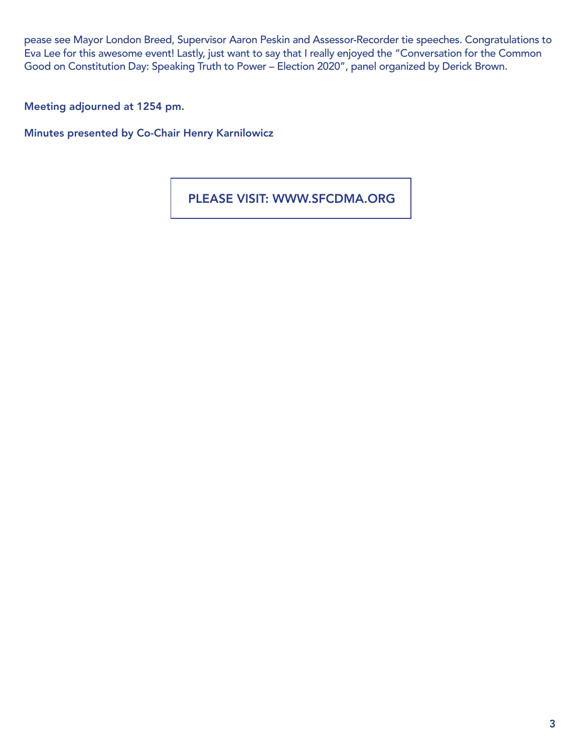pease see Mayor London Breed, Supervisor Aaron Peskin and Assessor-Recorder tie speeches. Congratulations to Eva Lee for this awesome event! Lastly, just want to say that I really enjoyed the "Conversation for the Common Good on Constitution Day: Speaking Truth to Power – Election 2020", panel organized by Derick Brown.

**Meeting adjourned at 1254 pm.**

**Minutes presented by Co-Chair Henry Karnilowicz**

PLEASE VISIT: WWW.SFCDMA.ORG